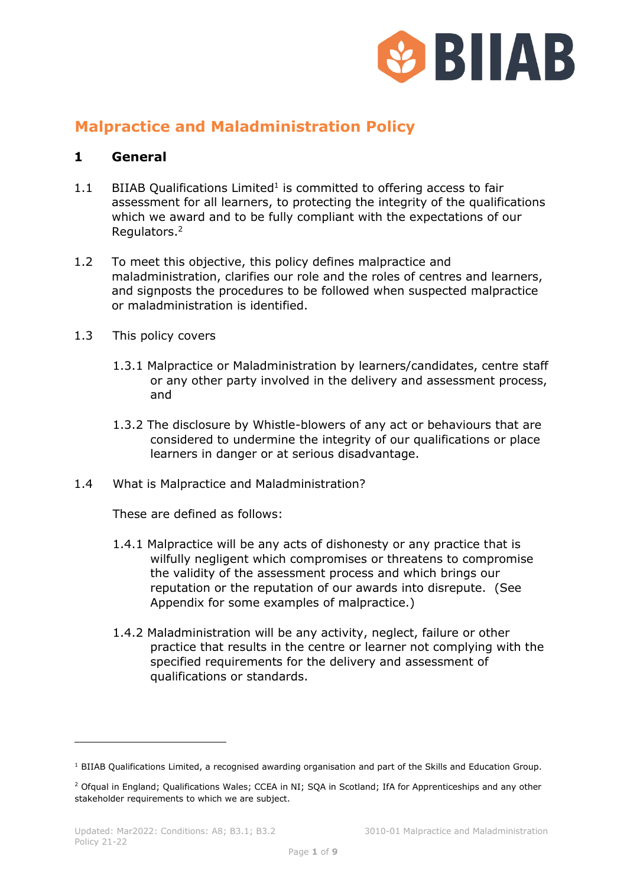# Malpractice and Maladministration Policy

## 1 General

1.1 BIIAB Qualifications Limited[1] is committed to offering access to fair assessment for all learners, to protecting the integrity of the qualifications which we award and to be fully compliant with the expectations of our Regulators.[2]

1.2 To meet this objective, this policy defines malpractice and maladministration, clarifies our role and the roles of centres and learners, and signposts the procedures to be followed when suspected malpractice or maladministration is identified.

1.3 This policy covers

1.3.1 Malpractice or Maladministration by learners/candidates, centre staff or any other party involved in the delivery and assessment process, and

1.3.2 The disclosure by Whistle-blowers of any act or behaviours that are considered to undermine the integrity of our qualifications or place learners in danger or at serious disadvantage.

1.4 What is Malpractice and Maladministration?

These are defined as follows:

1.4.1 Malpractice will be any acts of dishonesty or any practice that is wilfully negligent which compromises or threatens to compromise the validity of the assessment process and which brings our reputation or the reputation of our awards into disrepute. (See Appendix for some examples of malpractice.)

1.4.2 Maladministration will be any activity, neglect, failure or other practice that results in the centre or learner not complying with the specified requirements for the delivery and assessment of qualifications or standards.

---

[1] BIIAB Qualifications Limited, a recognised awarding organisation and part of the Skills and Education Group.

[2] Ofqual in England; Qualifications Wales; CCEA in NI; SQA in Scotland; IfA for Apprenticeships and any other stakeholder requirements to which we are subject.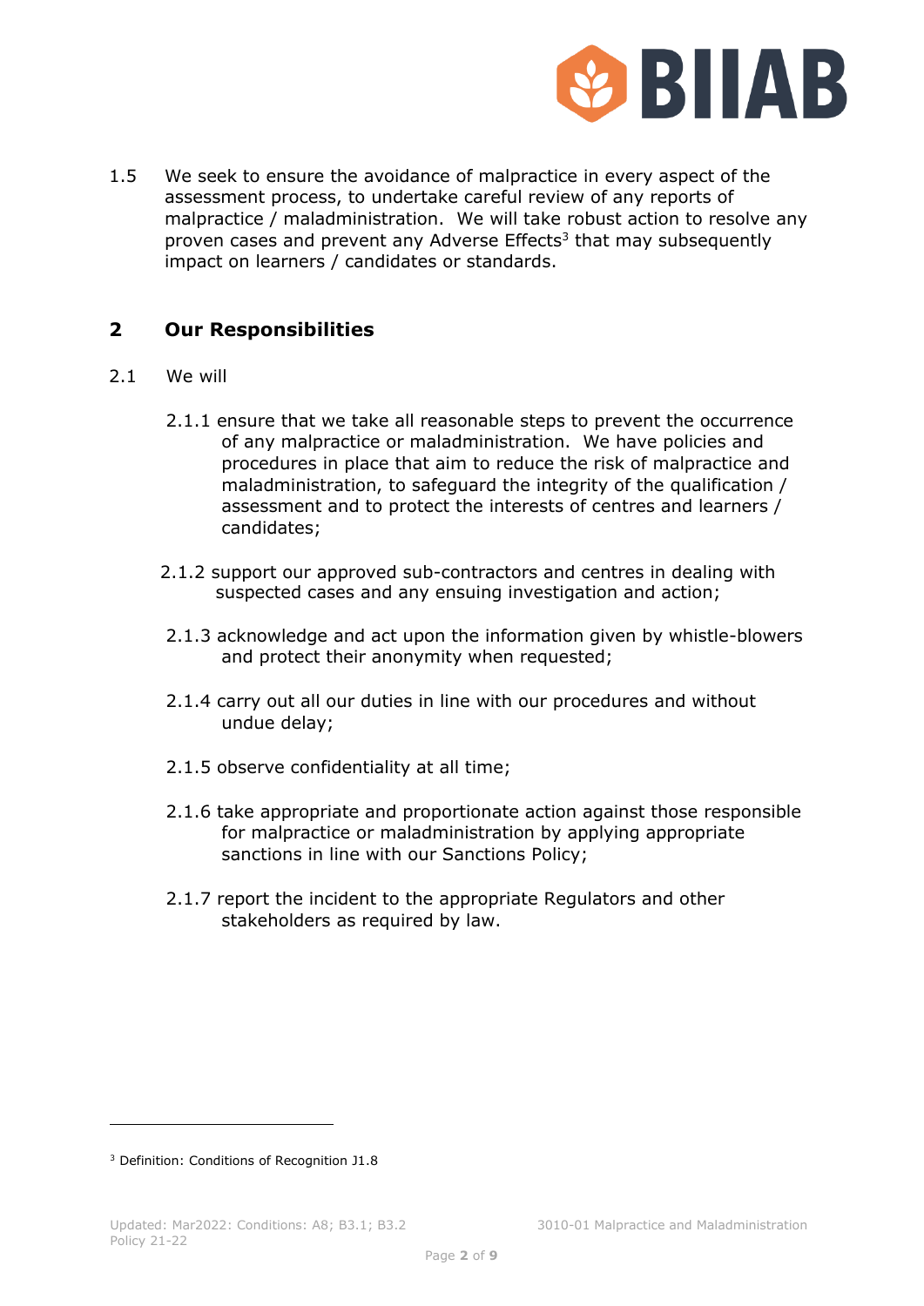1.5 We seek to ensure the avoidance of malpractice in every aspect of the assessment process, to undertake careful review of any reports of malpractice / maladministration. We will take robust action to resolve any proven cases and prevent any Adverse Effects[3] that may subsequently impact on learners / candidates or standards.

## 2 Our Responsibilities

2.1 We will

- 2.1.1 ensure that we take all reasonable steps to prevent the occurrence of any malpractice or maladministration. We have policies and procedures in place that aim to reduce the risk of malpractice and maladministration, to safeguard the integrity of the qualification / assessment and to protect the interests of centres and learners / candidates;

- 2.1.2 support our approved sub-contractors and centres in dealing with suspected cases and any ensuing investigation and action;

- 2.1.3 acknowledge and act upon the information given by whistle-blowers and protect their anonymity when requested;

- 2.1.4 carry out all our duties in line with our procedures and without undue delay;

- 2.1.5 observe confidentiality at all time;

- 2.1.6 take appropriate and proportionate action against those responsible for malpractice or maladministration by applying appropriate sanctions in line with our Sanctions Policy;

- 2.1.7 report the incident to the appropriate Regulators and other stakeholders as required by law.

---

[3] Definition: Conditions of Recognition J1.8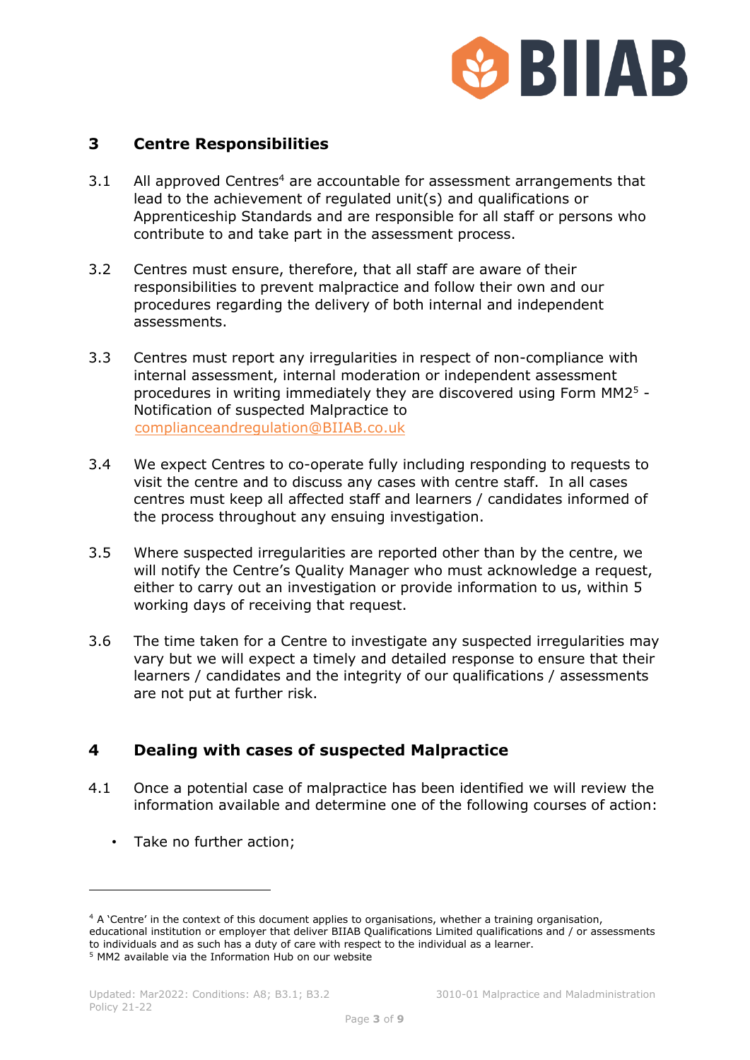## 3 Centre Responsibilities

3.1 All approved Centres[4] are accountable for assessment arrangements that lead to the achievement of regulated unit(s) and qualifications or Apprenticeship Standards and are responsible for all staff or persons who contribute to and take part in the assessment process.

3.2 Centres must ensure, therefore, that all staff are aware of their responsibilities to prevent malpractice and follow their own and our procedures regarding the delivery of both internal and independent assessments.

3.3 Centres must report any irregularities in respect of non-compliance with internal assessment, internal moderation or independent assessment procedures in writing immediately they are discovered using Form MM2[5] - Notification of suspected Malpractice to complianceandregulation@BIIAB.co.uk

3.4 We expect Centres to co-operate fully including responding to requests to visit the centre and to discuss any cases with centre staff. In all cases centres must keep all affected staff and learners / candidates informed of the process throughout any ensuing investigation.

3.5 Where suspected irregularities are reported other than by the centre, we will notify the Centre's Quality Manager who must acknowledge a request, either to carry out an investigation or provide information to us, within 5 working days of receiving that request.

3.6 The time taken for a Centre to investigate any suspected irregularities may vary but we will expect a timely and detailed response to ensure that their learners / candidates and the integrity of our qualifications / assessments are not put at further risk.

## 4 Dealing with cases of suspected Malpractice

4.1 Once a potential case of malpractice has been identified we will review the information available and determine one of the following courses of action:

- Take no further action;

---

[4] A 'Centre' in the context of this document applies to organisations, whether a training organisation, educational institution or employer that deliver BIIAB Qualifications Limited qualifications and / or assessments to individuals and as such has a duty of care with respect to the individual as a learner.

[5] MM2 available via the Information Hub on our website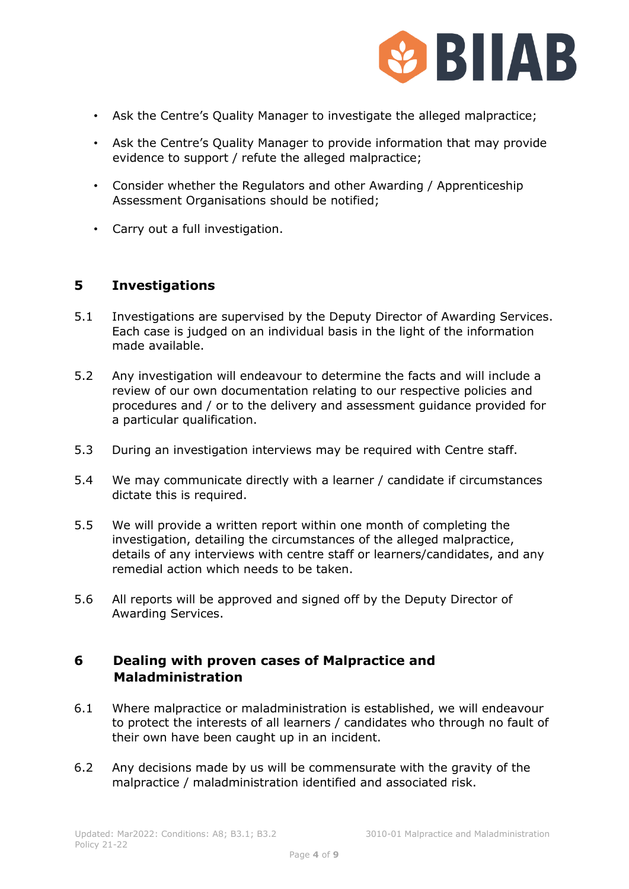- Ask the Centre's Quality Manager to investigate the alleged malpractice;
- Ask the Centre's Quality Manager to provide information that may provide evidence to support / refute the alleged malpractice;
- Consider whether the Regulators and other Awarding / Apprenticeship Assessment Organisations should be notified;
- Carry out a full investigation.

## 5 Investigations

5.1 Investigations are supervised by the Deputy Director of Awarding Services. Each case is judged on an individual basis in the light of the information made available.

5.2 Any investigation will endeavour to determine the facts and will include a review of our own documentation relating to our respective policies and procedures and / or to the delivery and assessment guidance provided for a particular qualification.

5.3 During an investigation interviews may be required with Centre staff.

5.4 We may communicate directly with a learner / candidate if circumstances dictate this is required.

5.5 We will provide a written report within one month of completing the investigation, detailing the circumstances of the alleged malpractice, details of any interviews with centre staff or learners/candidates, and any remedial action which needs to be taken.

5.6 All reports will be approved and signed off by the Deputy Director of Awarding Services.

## 6 Dealing with proven cases of Malpractice and Maladministration

6.1 Where malpractice or maladministration is established, we will endeavour to protect the interests of all learners / candidates who through no fault of their own have been caught up in an incident.

6.2 Any decisions made by us will be commensurate with the gravity of the malpractice / maladministration identified and associated risk.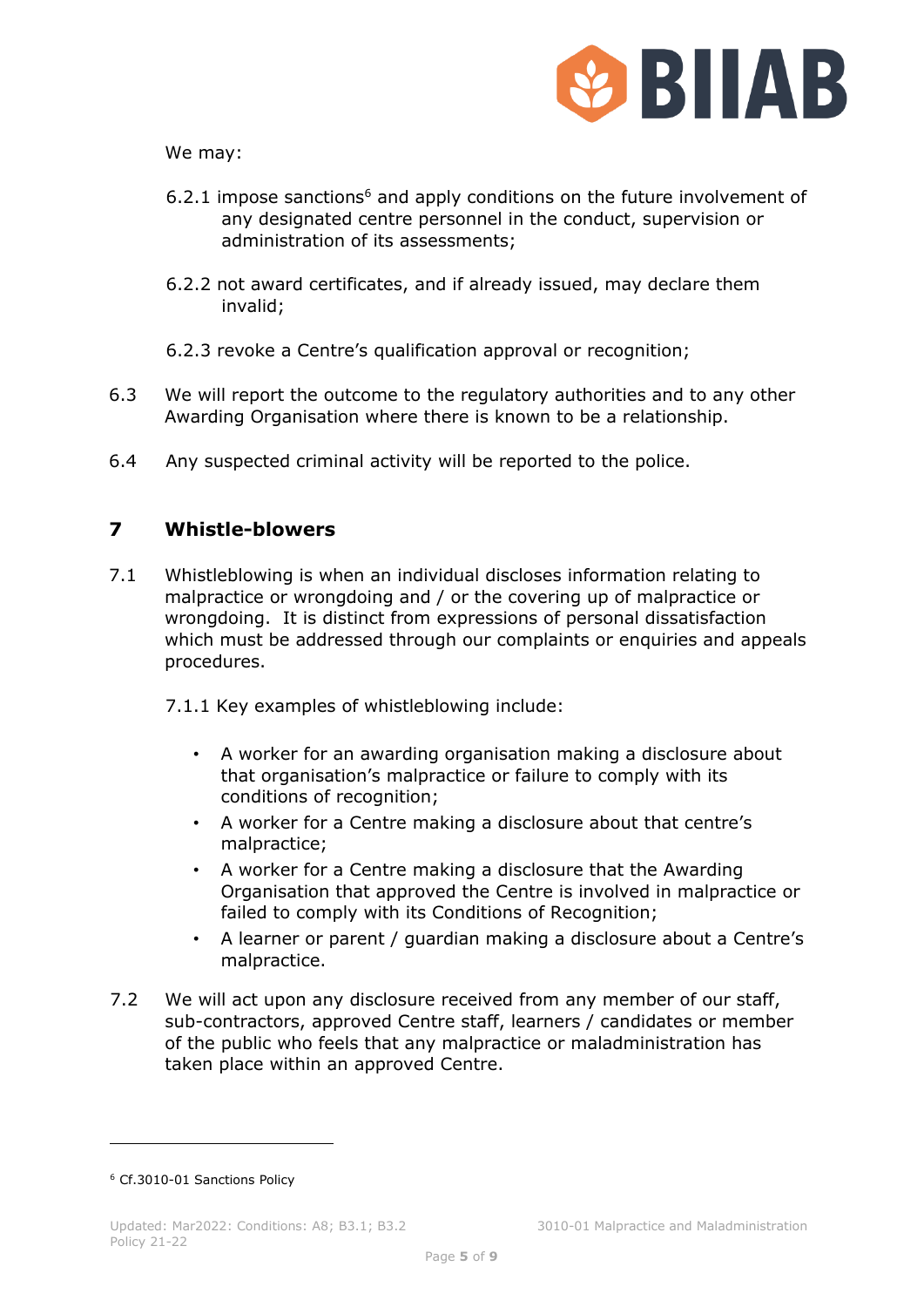We may:

6.2.1 impose sanctions[6] and apply conditions on the future involvement of any designated centre personnel in the conduct, supervision or administration of its assessments;

6.2.2 not award certificates, and if already issued, may declare them invalid;

6.2.3 revoke a Centre's qualification approval or recognition;

6.3 We will report the outcome to the regulatory authorities and to any other Awarding Organisation where there is known to be a relationship.

6.4 Any suspected criminal activity will be reported to the police.

## 7 Whistle-blowers

7.1 Whistleblowing is when an individual discloses information relating to malpractice or wrongdoing and / or the covering up of malpractice or wrongdoing. It is distinct from expressions of personal dissatisfaction which must be addressed through our complaints or enquiries and appeals procedures.

7.1.1 Key examples of whistleblowing include:

- A worker for an awarding organisation making a disclosure about that organisation's malpractice or failure to comply with its conditions of recognition;
- A worker for a Centre making a disclosure about that centre's malpractice;
- A worker for a Centre making a disclosure that the Awarding Organisation that approved the Centre is involved in malpractice or failed to comply with its Conditions of Recognition;
- A learner or parent / guardian making a disclosure about a Centre's malpractice.

7.2 We will act upon any disclosure received from any member of our staff, sub-contractors, approved Centre staff, learners / candidates or member of the public who feels that any malpractice or maladministration has taken place within an approved Centre.

[6] Cf.3010-01 Sanctions Policy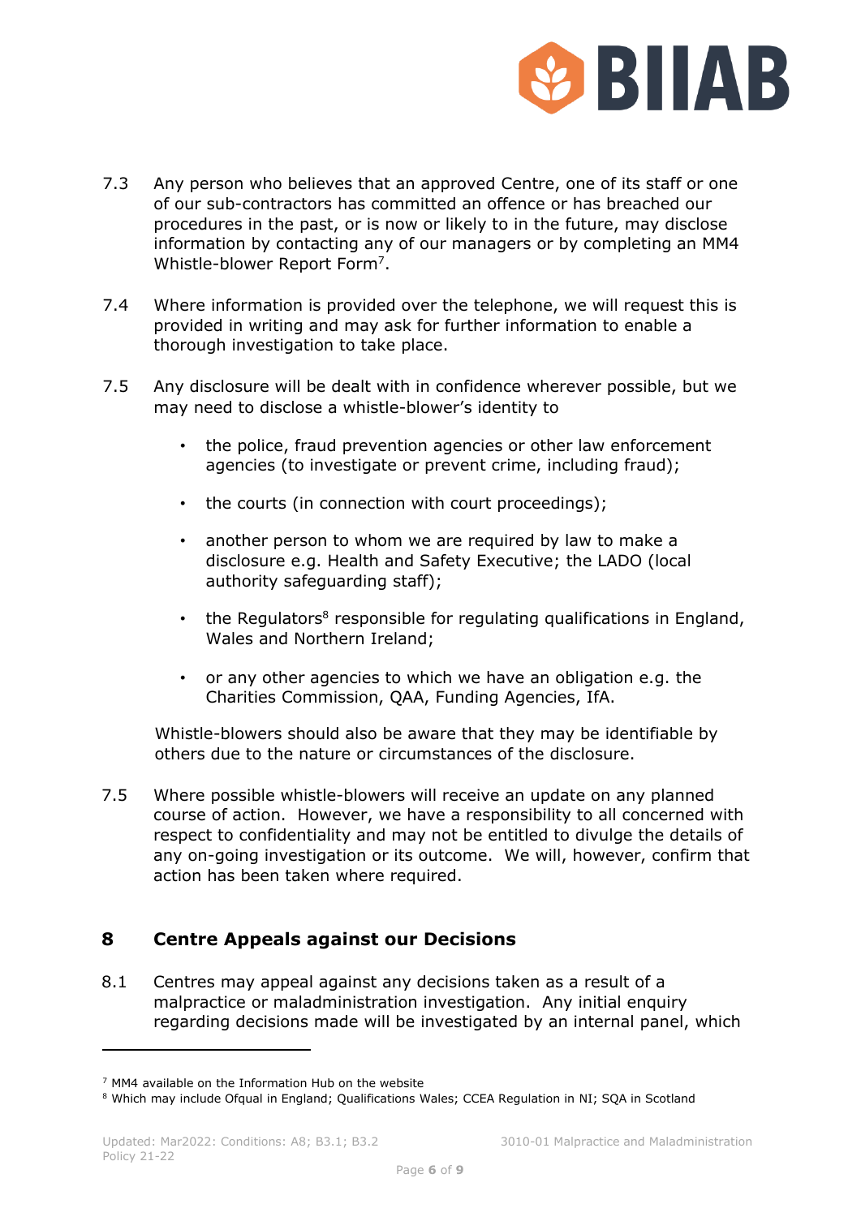7.3 Any person who believes that an approved Centre, one of its staff or one of our sub-contractors has committed an offence or has breached our procedures in the past, or is now or likely to in the future, may disclose information by contacting any of our managers or by completing an MM4 Whistle-blower Report Form[7].

7.4 Where information is provided over the telephone, we will request this is provided in writing and may ask for further information to enable a thorough investigation to take place.

7.5 Any disclosure will be dealt with in confidence wherever possible, but we may need to disclose a whistle-blower's identity to

- the police, fraud prevention agencies or other law enforcement agencies (to investigate or prevent crime, including fraud);
- the courts (in connection with court proceedings);
- another person to whom we are required by law to make a disclosure e.g. Health and Safety Executive; the LADO (local authority safeguarding staff);
- the Regulators[8] responsible for regulating qualifications in England, Wales and Northern Ireland;
- or any other agencies to which we have an obligation e.g. the Charities Commission, QAA, Funding Agencies, IfA.

Whistle-blowers should also be aware that they may be identifiable by others due to the nature or circumstances of the disclosure.

7.5 Where possible whistle-blowers will receive an update on any planned course of action. However, we have a responsibility to all concerned with respect to confidentiality and may not be entitled to divulge the details of any on-going investigation or its outcome. We will, however, confirm that action has been taken where required.

## 8 Centre Appeals against our Decisions

8.1 Centres may appeal against any decisions taken as a result of a malpractice or maladministration investigation. Any initial enquiry regarding decisions made will be investigated by an internal panel, which

[7] MM4 available on the Information Hub on the website

[8] Which may include Ofqual in England; Qualifications Wales; CCEA Regulation in NI; SQA in Scotland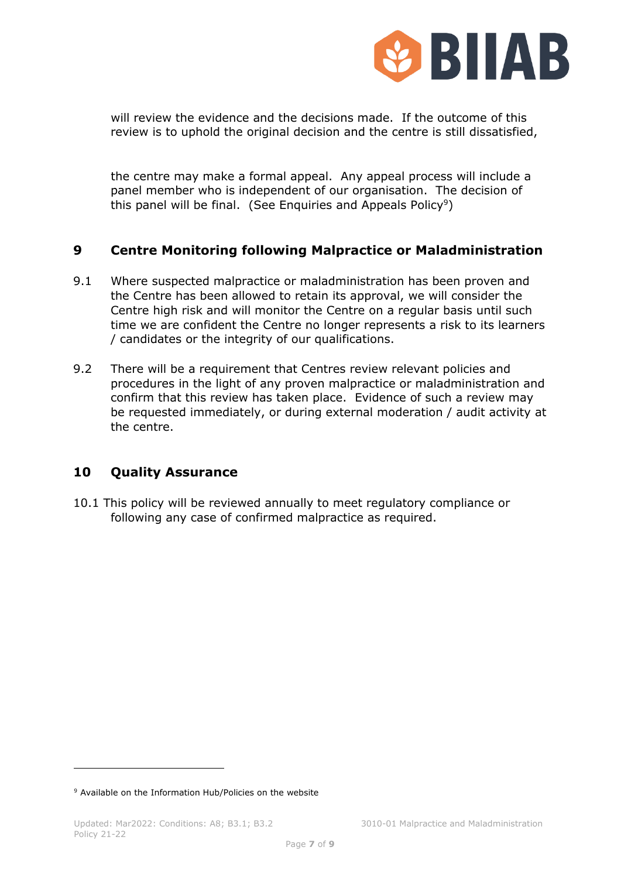will review the evidence and the decisions made. If the outcome of this review is to uphold the original decision and the centre is still dissatisfied,

the centre may make a formal appeal. Any appeal process will include a panel member who is independent of our organisation. The decision of this panel will be final. (See Enquiries and Appeals Policy[9])

## 9 Centre Monitoring following Malpractice or Maladministration

9.1 Where suspected malpractice or maladministration has been proven and the Centre has been allowed to retain its approval, we will consider the Centre high risk and will monitor the Centre on a regular basis until such time we are confident the Centre no longer represents a risk to its learners / candidates or the integrity of our qualifications.

9.2 There will be a requirement that Centres review relevant policies and procedures in the light of any proven malpractice or maladministration and confirm that this review has taken place. Evidence of such a review may be requested immediately, or during external moderation / audit activity at the centre.

## 10 Quality Assurance

10.1 This policy will be reviewed annually to meet regulatory compliance or following any case of confirmed malpractice as required.

[9] Available on the Information Hub/Policies on the website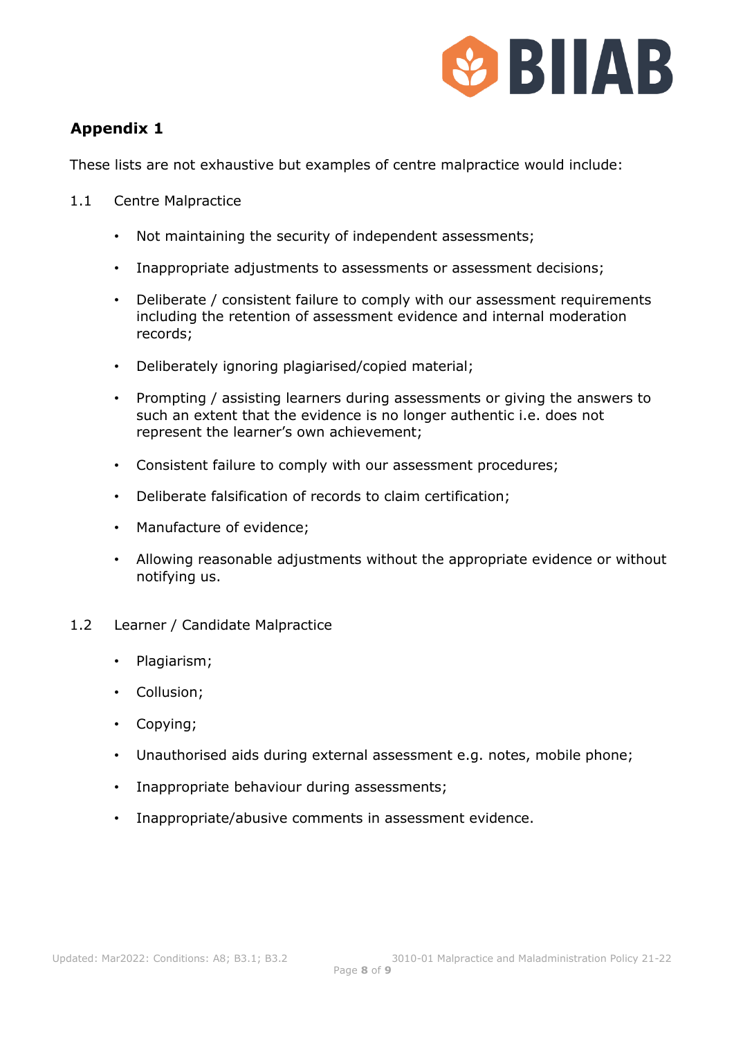## Appendix 1

These lists are not exhaustive but examples of centre malpractice would include:

1.1 Centre Malpractice

- Not maintaining the security of independent assessments;
- Inappropriate adjustments to assessments or assessment decisions;
- Deliberate / consistent failure to comply with our assessment requirements including the retention of assessment evidence and internal moderation records;
- Deliberately ignoring plagiarised/copied material;
- Prompting / assisting learners during assessments or giving the answers to such an extent that the evidence is no longer authentic i.e. does not represent the learner's own achievement;
- Consistent failure to comply with our assessment procedures;
- Deliberate falsification of records to claim certification;
- Manufacture of evidence;
- Allowing reasonable adjustments without the appropriate evidence or without notifying us.

1.2 Learner / Candidate Malpractice

- Plagiarism;
- Collusion;
- Copying;
- Unauthorised aids during external assessment e.g. notes, mobile phone;
- Inappropriate behaviour during assessments;
- Inappropriate/abusive comments in assessment evidence.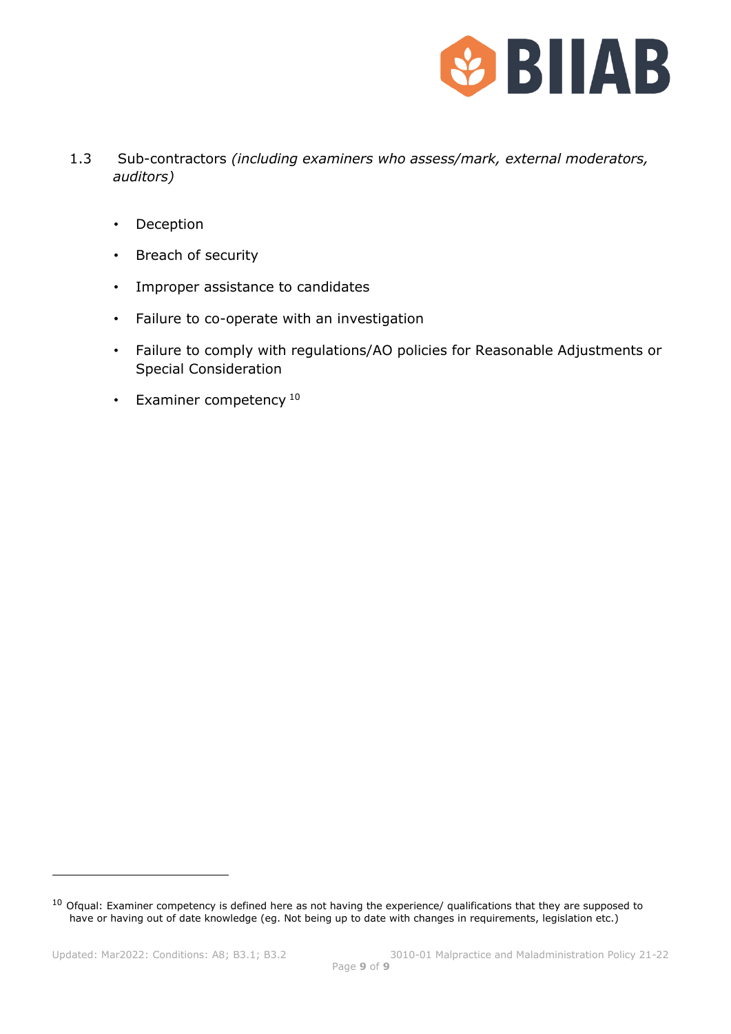1.3 Sub-contractors *(including examiners who assess/mark, external moderators, auditors)*

- Deception
- Breach of security
- Improper assistance to candidates
- Failure to co-operate with an investigation
- Failure to comply with regulations/AO policies for Reasonable Adjustments or Special Consideration
- Examiner competency [10]

---

[10] Ofqual: Examiner competency is defined here as not having the experience/ qualifications that they are supposed to have or having out of date knowledge (eg. Not being up to date with changes in requirements, legislation etc.)